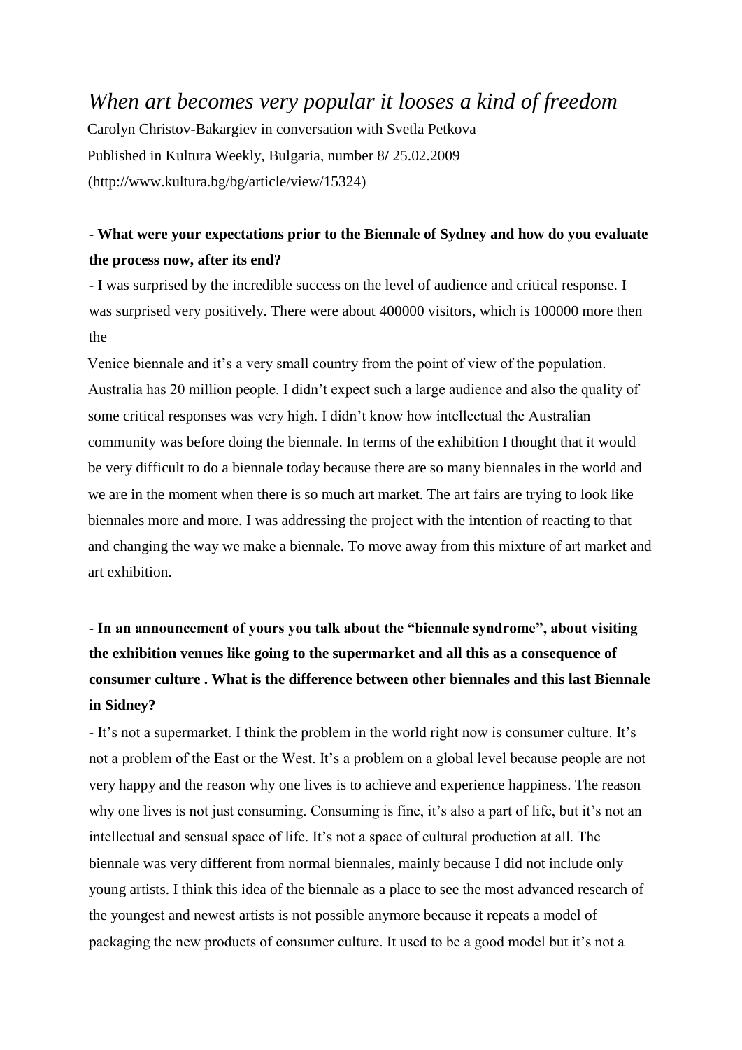# *When art becomes very popular it looses a kind of freedom*

Carolyn Christov-Bakargiev in conversation with Svetla Petkova

Published in Kultura Weekly, Bulgaria, number 8/ 25.02.2009

(http://www.kultura.bg/bg/article/view/15324)

**- What were your expectations prior to the Biennale of Sydney and how do you evaluate the process now, after its end?**

- I was surprised by the incredible success on the level of audience and critical response. I was surprised very positively. There were about 400000 visitors, which is 100000 more then the Venice biennale and it's a very small country from the point of view of the population. Australia has 20 million people. I didn't expect such a large audience and also the quality of some critical responses was very high. I didn't know how intellectual the Australian community was before doing the biennale. In terms of the exhibition I thought that it would be very difficult to do a biennale today because there are so many biennales in the world and we are in the moment when there is so much art market. The art fairs are trying to look like biennales more and more. I was addressing the project with the intention of reacting to that and changing the way we make a biennale. To move away from this mixture of art market and art exhibition.

**- In an announcement of yours you talk about the "biennale syndrome", about visiting the exhibition venues like going to the supermarket and all this as a consequence of consumer culture . What is the difference between other biennales and this last Biennale in Sidney?**

- It's not a supermarket. I think the problem in the world right now is consumer culture. It's not a problem of the East or the West. It's a problem on a global level because people are not very happy and the reason why one lives is to achieve and experience happiness. The reason why one lives is not just consuming. Consuming is fine, it's also a part of life, but it's not an intellectual and sensual space of life. It's not a space of cultural production at all. The biennale was very different from normal biennales, mainly because I did not include only young artists. I think this idea of the biennale as a place to see the most advanced research of the youngest and newest artists is not possible anymore because it repeats a model of packaging the new products of consumer culture. It used to be a good model but it's not a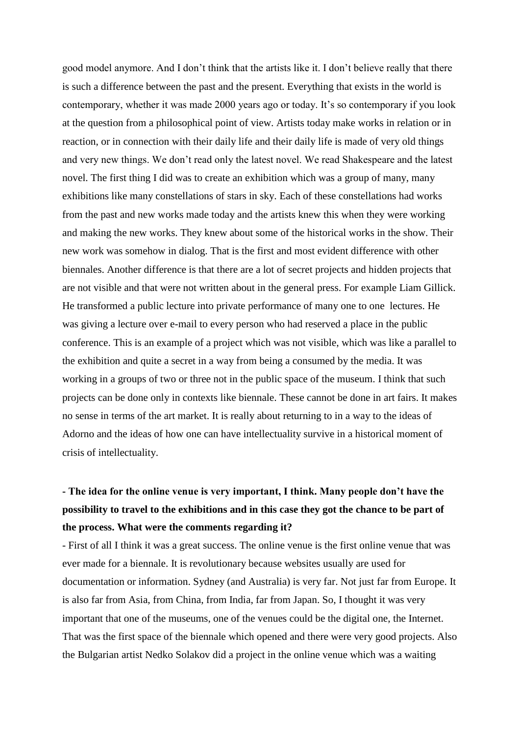good model anymore. And I don't think that the artists like it. I don't believe really that there is such a difference between the past and the present. Everything that exists in the world is contemporary, whether it was made 2000 years ago or today. It's so contemporary if you look at the question from a philosophical point of view. Artists today make works in relation or in reaction, or in connection with their daily life and their daily life is made of very old things and very new things. We don't read only the latest novel. We read Shakespeare and the latest novel. The first thing I did was to create an exhibition which was a group of many, many exhibitions like many constellations of stars in sky. Each of these constellations had works from the past and new works made today and the artists knew this when they were working and making the new works. They knew about some of the historical works in the show. Their new work was somehow in dialog. That is the first and most evident difference with other biennales. Another difference is that there are a lot of secret projects and hidden projects that are not visible and that were not written about in the general press. For example Liam Gillick. He transformed a public lecture into private performance of many one to one lectures. He was giving a lecture over e-mail to every person who had reserved a place in the public conference. This is an example of a project which was not visible, which was like a parallel to the exhibition and quite a secret in a way from being a consumed by the media. It was working in a groups of two or three not in the public space of the museum. I think that such projects can be done only in contexts like biennale. These cannot be done in art fairs. It makes no sense in terms of the art market. It is really about returning to in a way to the ideas of Adorno and the ideas of how one can have intellectuality survive in a historical moment of crisis of intellectuality.

**- The idea for the online venue is very important, I think. Many people don't have the possibility to travel to the exhibitions and in this case they got the chance to be part of the process. What were the comments regarding it?**

- First of all I think it was a great success. The online venue is the first online venue that was ever made for a biennale. It is revolutionary because websites usually are used for documentation or information. Sydney (and Australia) is very far. Not just far from Europe. It is also far from Asia, from China, from India, far from Japan. So, I thought it was very important that one of the museums, one of the venues could be the digital one, the Internet. That was the first space of the biennale which opened and there were very good projects. Also the Bulgarian artist Nedko Solakov did a project in the online venue which was a waiting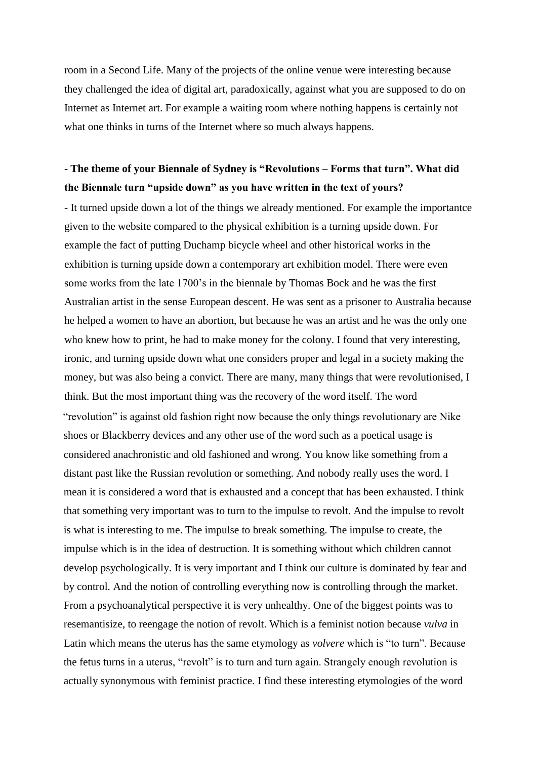room in a Second Life. Many of the projects of the online venue were interesting because they challenged the idea of digital art, paradoxically, against what you are supposed to do on Internet as Internet art. For example a waiting room where nothing happens is certainly not what one thinks in turns of the Internet where so much always happens.

**- The theme of your Biennale of Sydney is "Revolutions – Forms that turn". What did the Biennale turn "upside down" as you have written in the text of yours?**

- It turned upside down a lot of the things we already mentioned. For example the importantce given to the website compared to the physical exhibition is a turning upside down. For example the fact of putting Duchamp bicycle wheel and other historical works in the exhibition is turning upside down a contemporary art exhibition model. There were even some works from the late 1700's in the biennale by Thomas Bock and he was the first Australian artist in the sense European descent. He was sent as a prisoner to Australia because he helped a women to have an abortion, but because he was an artist and he was the only one who knew how to print, he had to make money for the colony. I found that very interesting, ironic, and turning upside down what one considers proper and legal in a society making the money, but was also being a convict. There are many, many things that were revolutionised, I think. But the most important thing was the recovery of the word itself. The word "revolution" is against old fashion right now because the only things revolutionary are Nike shoes or Blackberry devices and any other use of the word such as a poetical usage is considered anachronistic and old fashioned and wrong. You know like something from a distant past like the Russian revolution or something. And nobody really uses the word. I mean it is considered a word that is exhausted and a concept that has been exhausted. I think that something very important was to turn to the impulse to revolt. And the impulse to revolt is what is interesting to me. The impulse to break something. The impulse to create, the impulse which is in the idea of destruction. It is something without which children cannot develop psychologically. It is very important and I think our culture is dominated by fear and by control. And the notion of controlling everything now is controlling through the market. From a psychoanalytical perspective it is very unhealthy. One of the biggest points was to resemantisize, to reengage the notion of revolt. Which is a feminist notion because *vulva* in Latin which means the uterus has the same etymology as *volvere* which is "to turn". Because the fetus turns in a uterus, "revolt" is to turn and turn again. Strangely enough revolution is actually synonymous with feminist practice. I find these interesting etymologies of the word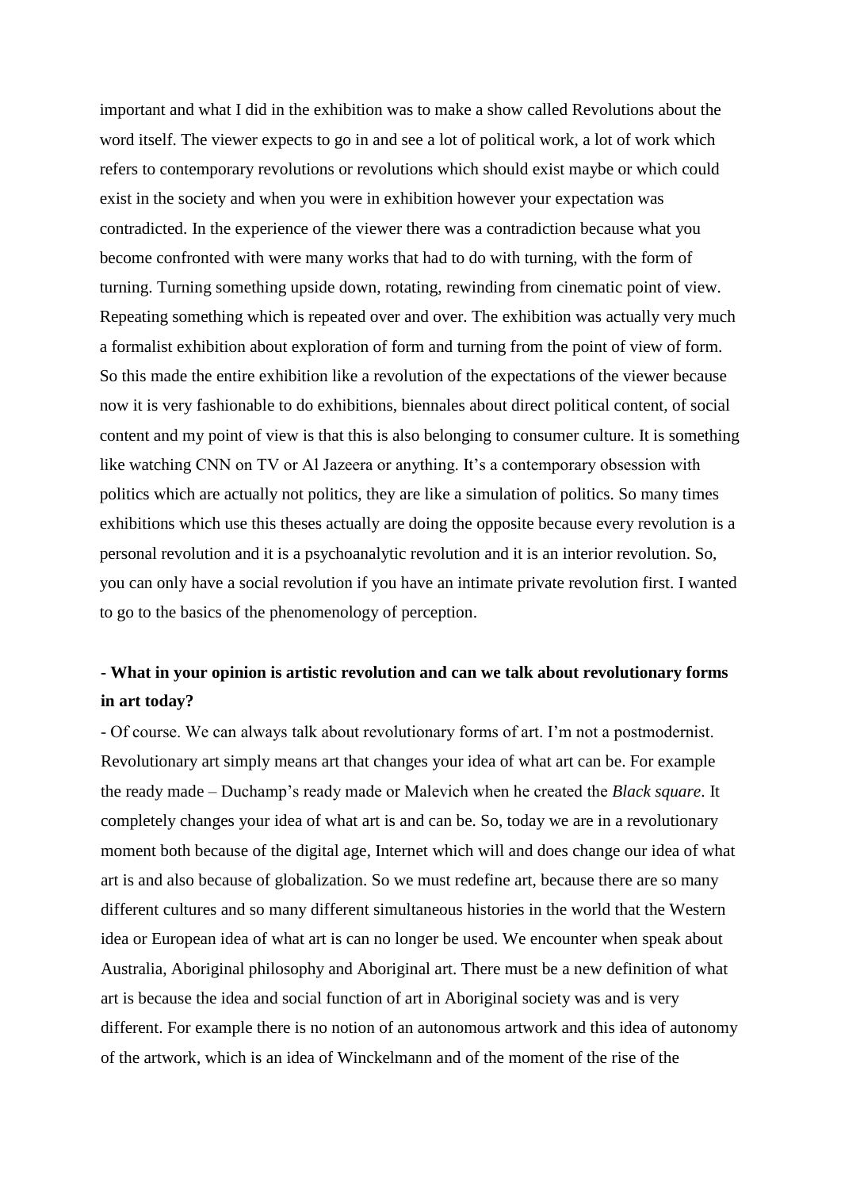important and what I did in the exhibition was to make a show called Revolutions about the word itself. The viewer expects to go in and see a lot of political work, a lot of work which refers to contemporary revolutions or revolutions which should exist maybe or which could exist in the society and when you were in exhibition however your expectation was contradicted. In the experience of the viewer there was a contradiction because what you become confronted with were many works that had to do with turning, with the form of turning. Turning something upside down, rotating, rewinding from cinematic point of view. Repeating something which is repeated over and over. The exhibition was actually very much a formalist exhibition about exploration of form and turning from the point of view of form. So this made the entire exhibition like a revolution of the expectations of the viewer because now it is very fashionable to do exhibitions, biennales about direct political content, of social content and my point of view is that this is also belonging to consumer culture. It is something like watching CNN on TV or Al Jazeera or anything. It's a contemporary obsession with politics which are actually not politics, they are like a simulation of politics. So many times exhibitions which use this theses actually are doing the opposite because every revolution is a personal revolution and it is a psychoanalytic revolution and it is an interior revolution. So, you can only have a social revolution if you have an intimate private revolution first. I wanted to go to the basics of the phenomenology of perception.

**- What in your opinion is artistic revolution and can we talk about revolutionary forms in art today?**

- Of course. We can always talk about revolutionary forms of art. I'm not a postmodernist. Revolutionary art simply means art that changes your idea of what art can be. For example the ready made – Duchamp's ready made or Malevich when he created the *Black square*. It completely changes your idea of what art is and can be. So, today we are in a revolutionary moment both because of the digital age, Internet which will and does change our idea of what art is and also because of globalization. So we must redefine art, because there are so many different cultures and so many different simultaneous histories in the world that the Western idea or European idea of what art is can no longer be used. We encounter when speak about Australia, Aboriginal philosophy and Aboriginal art. There must be a new definition of what art is because the idea and social function of art in Aboriginal society was and is very different. For example there is no notion of an autonomous artwork and this idea of autonomy of the artwork, which is an idea of Winckelmann and of the moment of the rise of the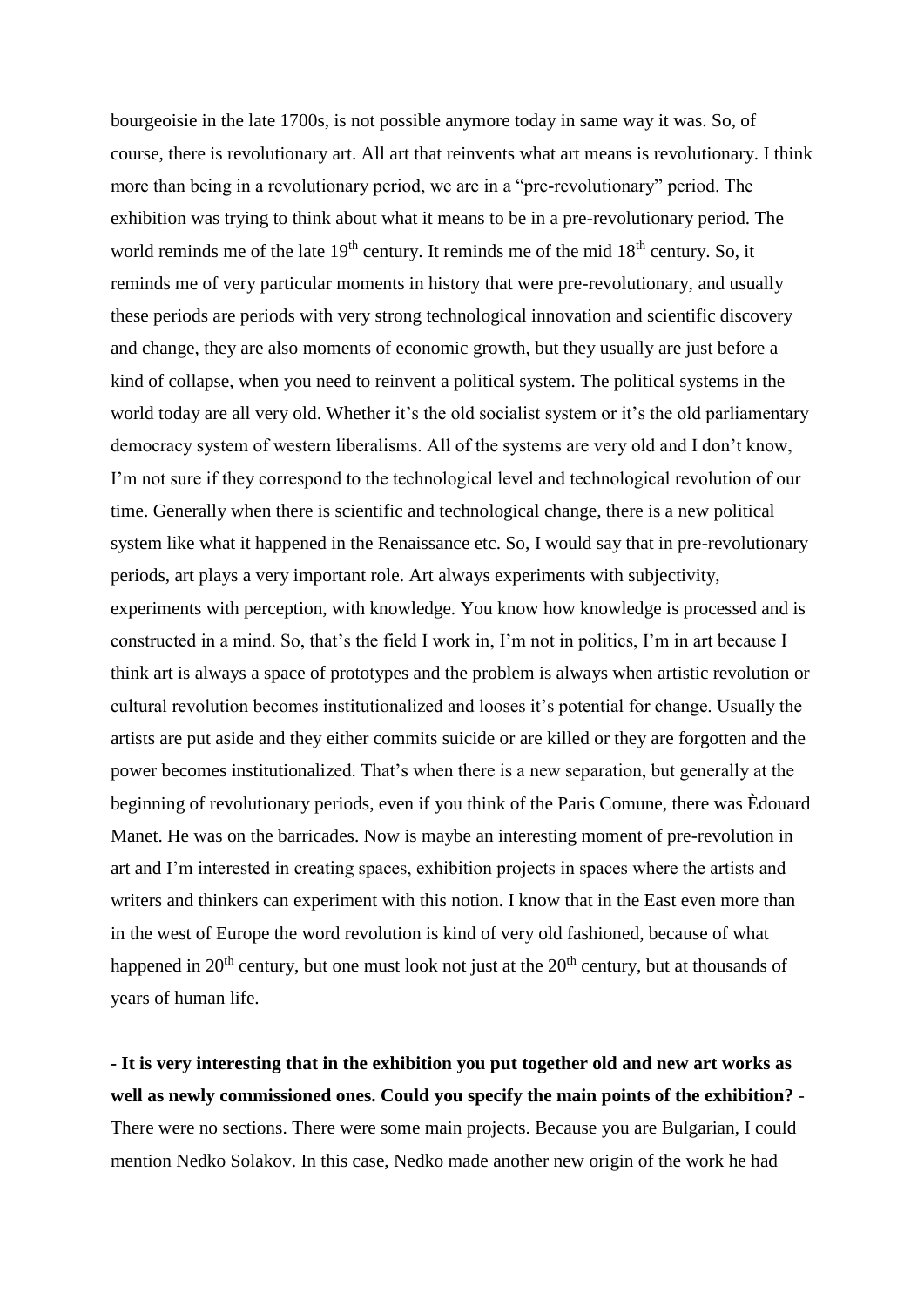bourgeoisie in the late 1700s, is not possible anymore today in same way it was. So, of course, there is revolutionary art. All art that reinvents what art means is revolutionary. I think more than being in a revolutionary period, we are in a "pre-revolutionary" period. The exhibition was trying to think about what it means to be in a pre-revolutionary period. The world reminds me of the late 19th century. It reminds me of the mid 18th century. So, it reminds me of very particular moments in history that were pre-revolutionary, and usually these periods are periods with very strong technological innovation and scientific discovery and change, they are also moments of economic growth, but they usually are just before a kind of collapse, when you need to reinvent a political system. The political systems in the world today are all very old. Whether it's the old socialist system or it's the old parliamentary democracy system of western liberalisms. All of the systems are very old and I don't know, I'm not sure if they correspond to the technological level and technological revolution of our time. Generally when there is scientific and technological change, there is a new political system like what it happened in the Renaissance etc. So, I would say that in pre-revolutionary periods, art plays a very important role. Art always experiments with subjectivity, experiments with perception, with knowledge. You know how knowledge is processed and is constructed in a mind. So, that's the field I work in, I'm not in politics, I'm in art because I think art is always a space of prototypes and the problem is always when artistic revolution or cultural revolution becomes institutionalized and looses it's potential for change. Usually the artists are put aside and they either commits suicide or are killed or they are forgotten and the power becomes institutionalized. That's when there is a new separation, but generally at the beginning of revolutionary periods, even if you think of the Paris Comune, there was Èdouard Manet. He was on the barricades. Now is maybe an interesting moment of pre-revolution in art and I'm interested in creating spaces, exhibition projects in spaces where the artists and writers and thinkers can experiment with this notion. I know that in the East even more than in the west of Europe the word revolution is kind of very old fashioned, because of what happened in 20th century, but one must look not just at the 20th century, but at thousands of years of human life.

**- It is very interesting that in the exhibition you put together old and new art works as well as newly commissioned ones. Could you specify the main points of the exhibition?** - There were no sections. There were some main projects. Because you are Bulgarian, I could mention Nedko Solakov. In this case, Nedko made another new origin of the work he had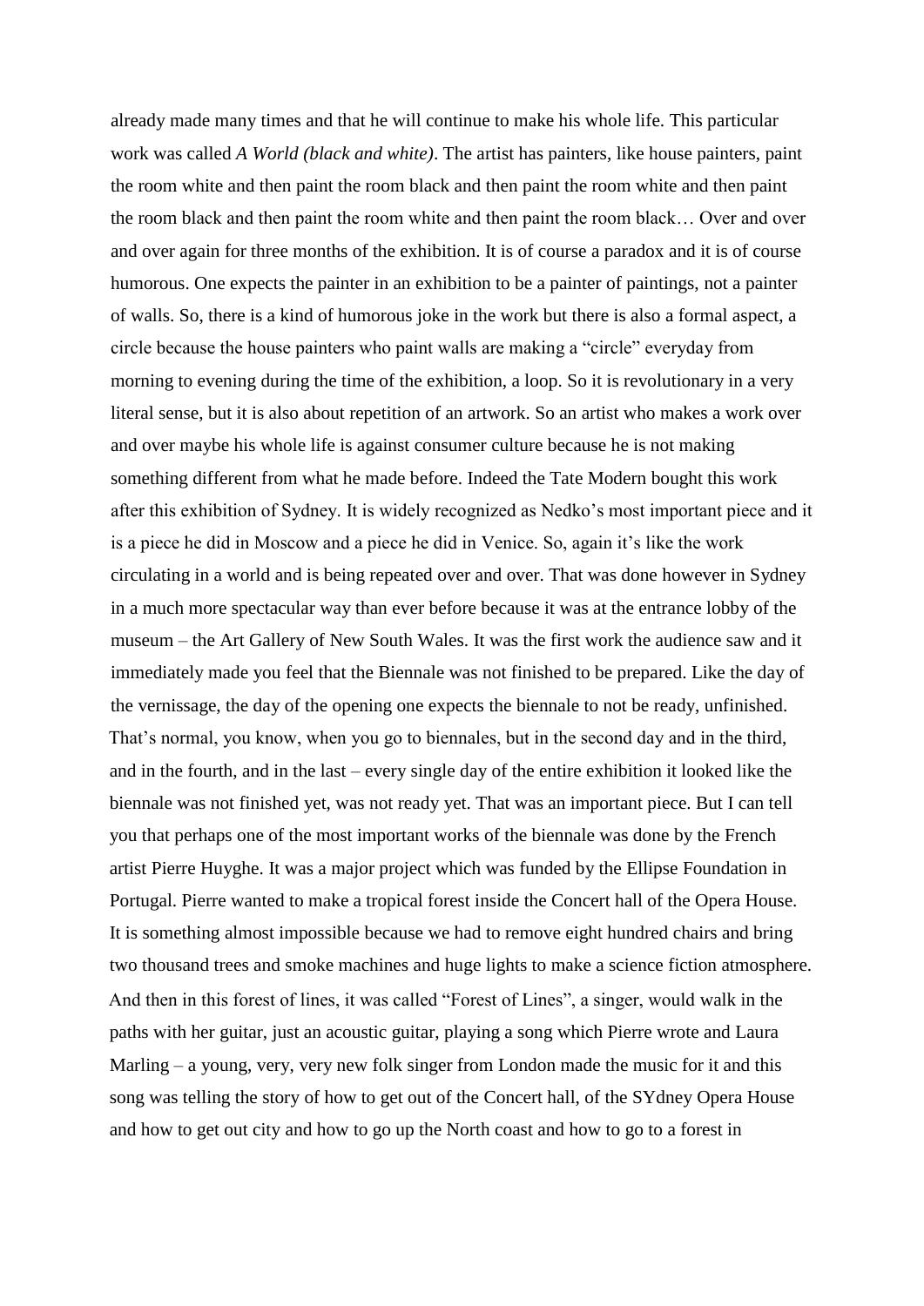already made many times and that he will continue to make his whole life. This particular work was called *A World (black and white)*. The artist has painters, like house painters, paint the room white and then paint the room black and then paint the room white and then paint the room black and then paint the room white and then paint the room black… Over and over and over again for three months of the exhibition. It is of course a paradox and it is of course humorous. One expects the painter in an exhibition to be a painter of paintings, not a painter of walls. So, there is a kind of humorous joke in the work but there is also a formal aspect, a circle because the house painters who paint walls are making a "circle" everyday from morning to evening during the time of the exhibition, a loop. So it is revolutionary in a very literal sense, but it is also about repetition of an artwork. So an artist who makes a work over and over maybe his whole life is against consumer culture because he is not making something different from what he made before. Indeed the Tate Modern bought this work after this exhibition of Sydney. It is widely recognized as Nedko's most important piece and it is a piece he did in Moscow and a piece he did in Venice. So, again it's like the work circulating in a world and is being repeated over and over. That was done however in Sydney in a much more spectacular way than ever before because it was at the entrance lobby of the museum – the Art Gallery of New South Wales. It was the first work the audience saw and it immediately made you feel that the Biennale was not finished to be prepared. Like the day of the vernissage, the day of the opening one expects the biennale to not be ready, unfinished. That's normal, you know, when you go to biennales, but in the second day and in the third, and in the fourth, and in the last – every single day of the entire exhibition it looked like the biennale was not finished yet, was not ready yet. That was an important piece. But I can tell you that perhaps one of the most important works of the biennale was done by the French artist Pierre Huyghe. It was a major project which was funded by the Ellipse Foundation in Portugal. Pierre wanted to make a tropical forest inside the Concert hall of the Opera House. It is something almost impossible because we had to remove eight hundred chairs and bring two thousand trees and smoke machines and huge lights to make a science fiction atmosphere. And then in this forest of lines, it was called "Forest of Lines", a singer, would walk in the paths with her guitar, just an acoustic guitar, playing a song which Pierre wrote and Laura Marling – a young, very, very new folk singer from London made the music for it and this song was telling the story of how to get out of the Concert hall, of the SYdney Opera House and how to get out city and how to go up the North coast and how to go to a forest in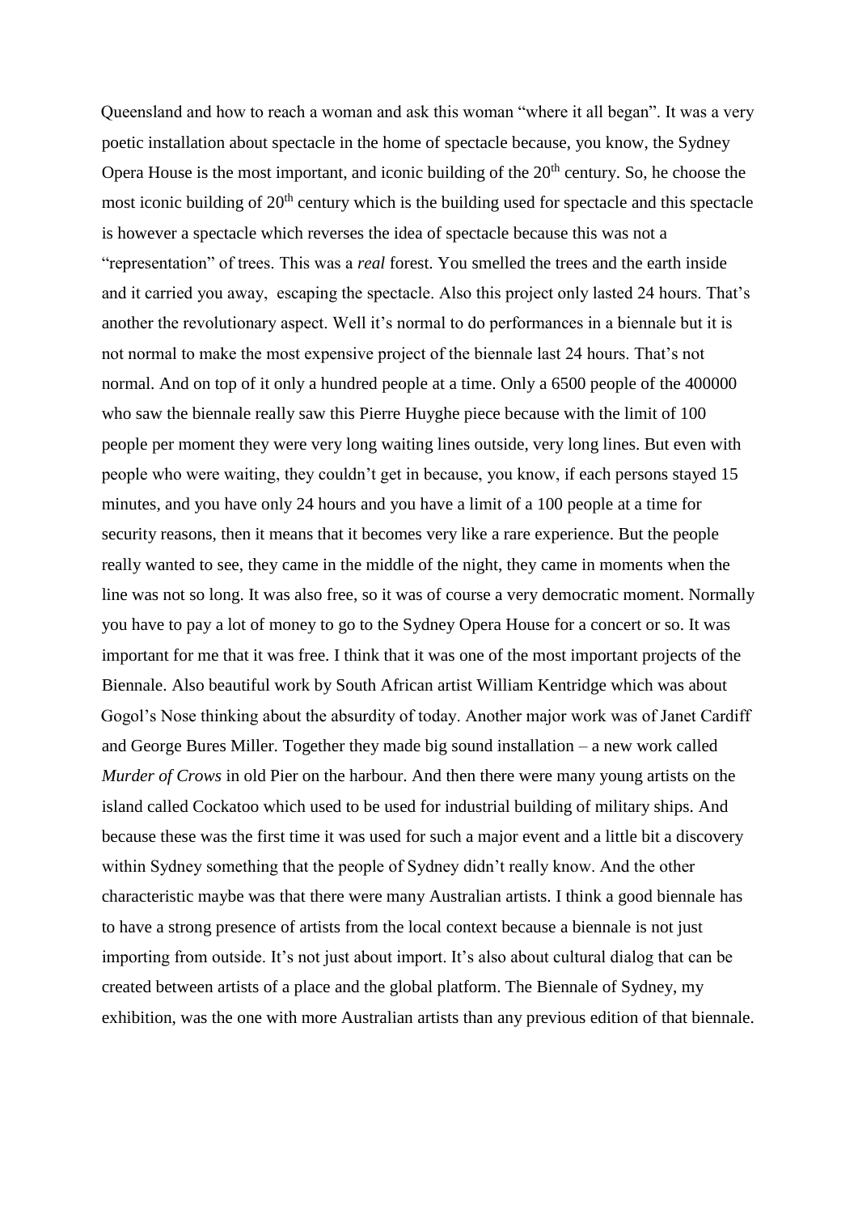Queensland and how to reach a woman and ask this woman "where it all began". It was a very poetic installation about spectacle in the home of spectacle because, you know, the Sydney Opera House is the most important, and iconic building of the 20th century. So, he choose the most iconic building of 20th century which is the building used for spectacle and this spectacle is however a spectacle which reverses the idea of spectacle because this was not a "representation" of trees. This was a *real* forest. You smelled the trees and the earth inside and it carried you away, escaping the spectacle. Also this project only lasted 24 hours. That's another the revolutionary aspect. Well it's normal to do performances in a biennale but it is not normal to make the most expensive project of the biennale last 24 hours. That's not normal. And on top of it only a hundred people at a time. Only a 6500 people of the 400000 who saw the biennale really saw this Pierre Huyghe piece because with the limit of 100 people per moment they were very long waiting lines outside, very long lines. But even with people who were waiting, they couldn't get in because, you know, if each persons stayed 15 minutes, and you have only 24 hours and you have a limit of a 100 people at a time for security reasons, then it means that it becomes very like a rare experience. But the people really wanted to see, they came in the middle of the night, they came in moments when the line was not so long. It was also free, so it was of course a very democratic moment. Normally you have to pay a lot of money to go to the Sydney Opera House for a concert or so. It was important for me that it was free. I think that it was one of the most important projects of the Biennale. Also beautiful work by South African artist William Kentridge which was about Gogol's Nose thinking about the absurdity of today. Another major work was of Janet Cardiff and George Bures Miller. Together they made big sound installation – a new work called *Murder of Crows* in old Pier on the harbour. And then there were many young artists on the island called Cockatoo which used to be used for industrial building of military ships. And because these was the first time it was used for such a major event and a little bit a discovery within Sydney something that the people of Sydney didn't really know. And the other characteristic maybe was that there were many Australian artists. I think a good biennale has to have a strong presence of artists from the local context because a biennale is not just importing from outside. It's not just about import. It's also about cultural dialog that can be created between artists of a place and the global platform. The Biennale of Sydney, my exhibition, was the one with more Australian artists than any previous edition of that biennale.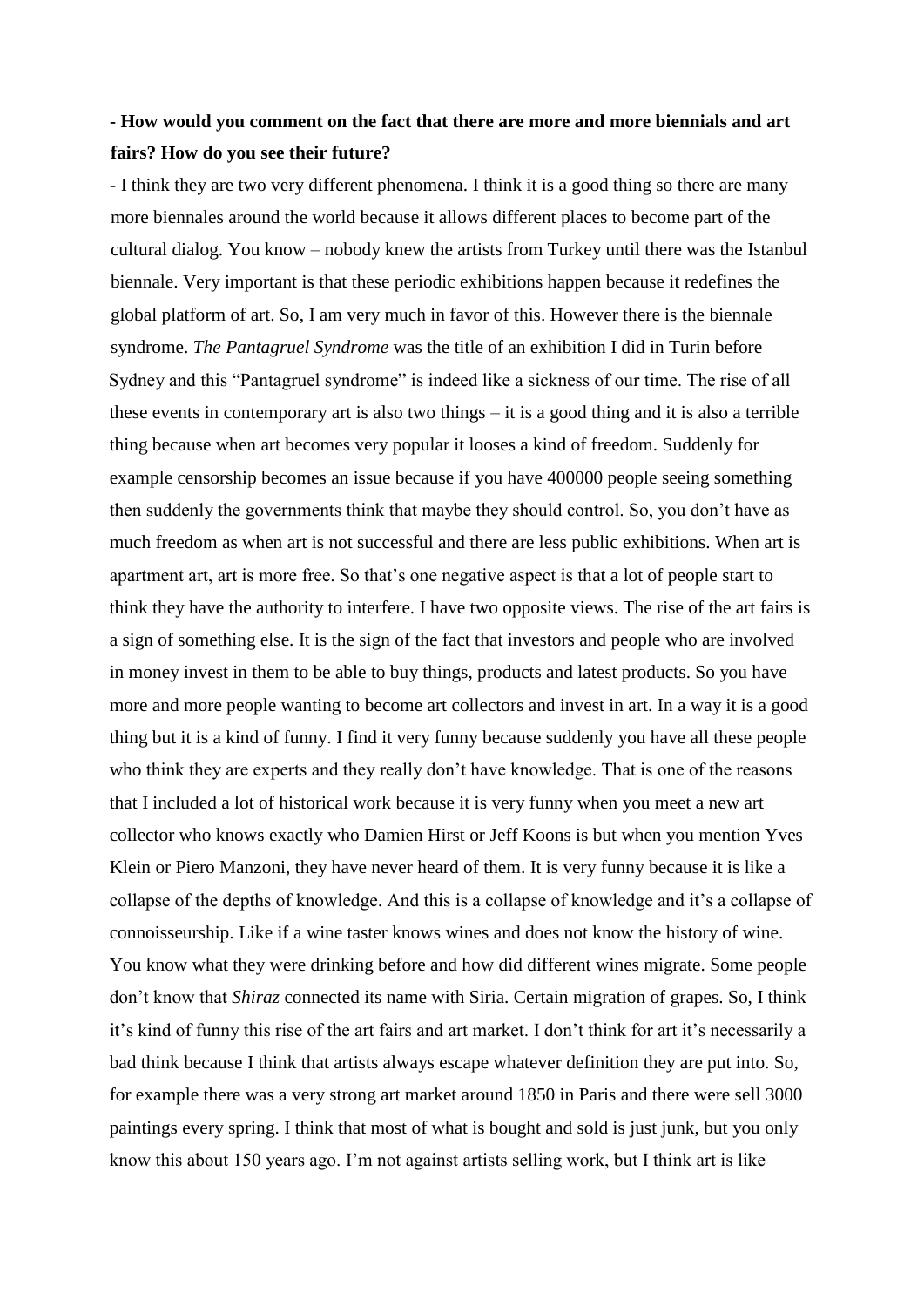**- How would you comment on the fact that there are more and more biennials and art fairs? How do you see their future?**

- I think they are two very different phenomena. I think it is a good thing so there are many more biennales around the world because it allows different places to become part of the cultural dialog. You know – nobody knew the artists from Turkey until there was the Istanbul biennale. Very important is that these periodic exhibitions happen because it redefines the global platform of art. So, I am very much in favor of this. However there is the biennale syndrome. *The Pantagruel Syndrome* was the title of an exhibition I did in Turin before Sydney and this "Pantagruel syndrome" is indeed like a sickness of our time. The rise of all these events in contemporary art is also two things – it is a good thing and it is also a terrible thing because when art becomes very popular it looses a kind of freedom. Suddenly for example censorship becomes an issue because if you have 400000 people seeing something then suddenly the governments think that maybe they should control. So, you don't have as much freedom as when art is not successful and there are less public exhibitions. When art is apartment art, art is more free. So that's one negative aspect is that a lot of people start to think they have the authority to interfere. I have two opposite views. The rise of the art fairs is a sign of something else. It is the sign of the fact that investors and people who are involved in money invest in them to be able to buy things, products and latest products. So you have more and more people wanting to become art collectors and invest in art. In a way it is a good thing but it is a kind of funny. I find it very funny because suddenly you have all these people who think they are experts and they really don't have knowledge. That is one of the reasons that I included a lot of historical work because it is very funny when you meet a new art collector who knows exactly who Damien Hirst or Jeff Koons is but when you mention Yves Klein or Piero Manzoni, they have never heard of them. It is very funny because it is like a collapse of the depths of knowledge. And this is a collapse of knowledge and it's a collapse of connoisseurship. Like if a wine taster knows wines and does not know the history of wine. You know what they were drinking before and how did different wines migrate. Some people don't know that *Shiraz* connected its name with Siria. Certain migration of grapes. So, I think it's kind of funny this rise of the art fairs and art market. I don't think for art it's necessarily a bad think because I think that artists always escape whatever definition they are put into. So, for example there was a very strong art market around 1850 in Paris and there were sell 3000 paintings every spring. I think that most of what is bought and sold is just junk, but you only know this about 150 years ago. I'm not against artists selling work, but I think art is like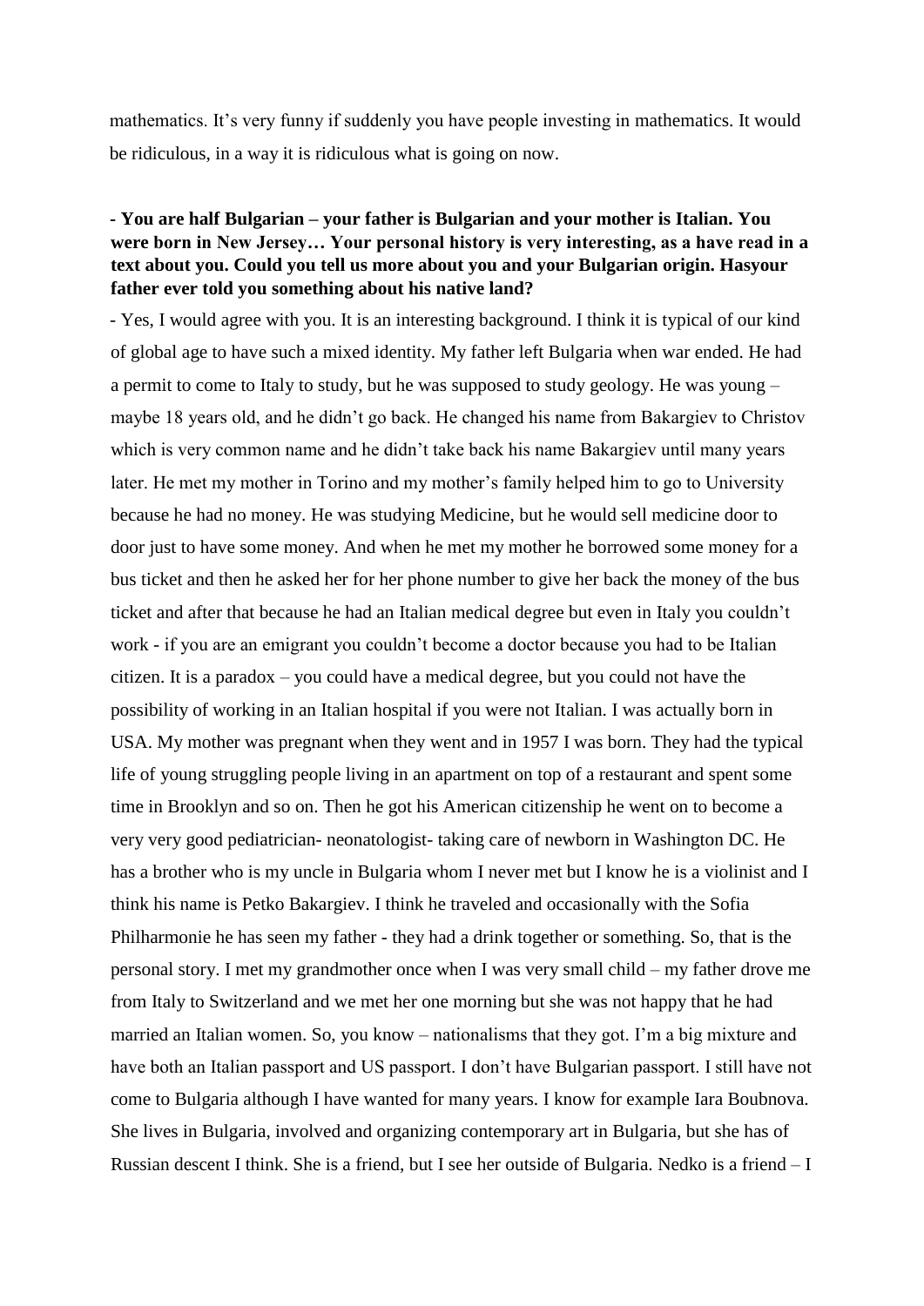mathematics. It's very funny if suddenly you have people investing in mathematics. It would be ridiculous, in a way it is ridiculous what is going on now.

**- You are half Bulgarian – your father is Bulgarian and your mother is Italian. You were born in New Jersey… Your personal history is very interesting, as a have read in a text about you. Could you tell us more about you and your Bulgarian origin. Hasyour father ever told you something about his native land?**

- Yes, I would agree with you. It is an interesting background. I think it is typical of our kind of global age to have such a mixed identity. My father left Bulgaria when war ended. He had a permit to come to Italy to study, but he was supposed to study geology. He was young – maybe 18 years old, and he didn't go back. He changed his name from Bakargiev to Christov which is very common name and he didn't take back his name Bakargiev until many years later. He met my mother in Torino and my mother's family helped him to go to University because he had no money. He was studying Medicine, but he would sell medicine door to door just to have some money. And when he met my mother he borrowed some money for a bus ticket and then he asked her for her phone number to give her back the money of the bus ticket and after that because he had an Italian medical degree but even in Italy you couldn't work - if you are an emigrant you couldn't become a doctor because you had to be Italian citizen. It is a paradox – you could have a medical degree, but you could not have the possibility of working in an Italian hospital if you were not Italian. I was actually born in USA. My mother was pregnant when they went and in 1957 I was born. They had the typical life of young struggling people living in an apartment on top of a restaurant and spent some time in Brooklyn and so on. Then he got his American citizenship he went on to become a very very good pediatrician- neonatologist- taking care of newborn in Washington DC. He has a brother who is my uncle in Bulgaria whom I never met but I know he is a violinist and I think his name is Petko Bakargiev. I think he traveled and occasionally with the Sofia Philharmonie he has seen my father - they had a drink together or something. So, that is the personal story. I met my grandmother once when I was very small child – my father drove me from Italy to Switzerland and we met her one morning but she was not happy that he had married an Italian women. So, you know – nationalisms that they got. I'm a big mixture and have both an Italian passport and US passport. I don't have Bulgarian passport. I still have not come to Bulgaria although I have wanted for many years. I know for example Iara Boubnova. She lives in Bulgaria, involved and organizing contemporary art in Bulgaria, but she has of Russian descent I think. She is a friend, but I see her outside of Bulgaria. Nedko is a friend – I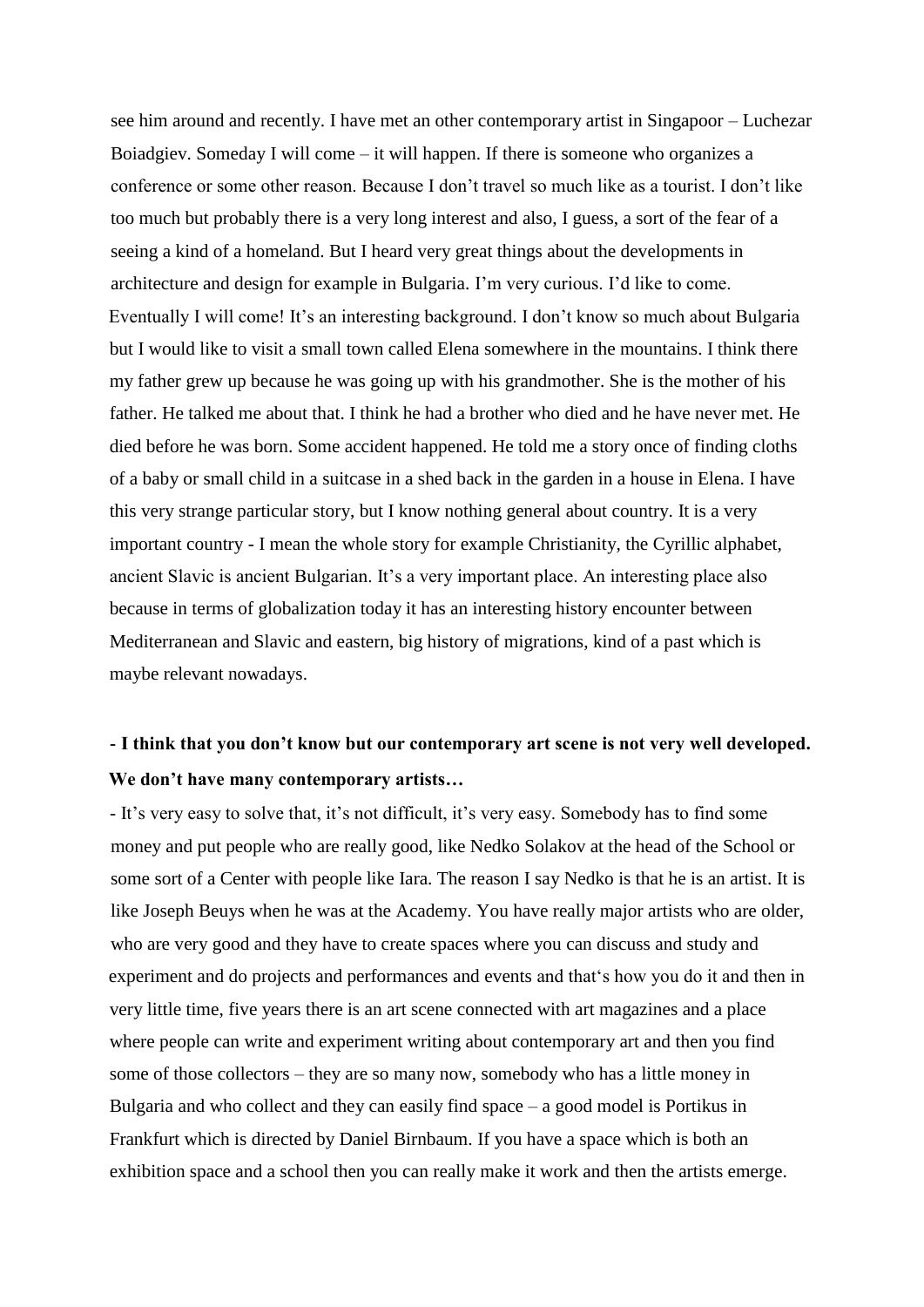see him around and recently. I have met an other contemporary artist in Singapoor – Luchezar Boiadgiev. Someday I will come – it will happen. If there is someone who organizes a conference or some other reason. Because I don't travel so much like as a tourist. I don't like too much but probably there is a very long interest and also, I guess, a sort of the fear of a seeing a kind of a homeland. But I heard very great things about the developments in architecture and design for example in Bulgaria. I'm very curious. I'd like to come. Eventually I will come! It's an interesting background. I don't know so much about Bulgaria but I would like to visit a small town called Elena somewhere in the mountains. I think there my father grew up because he was going up with his grandmother. She is the mother of his father. He talked me about that. I think he had a brother who died and he have never met. He died before he was born. Some accident happened. He told me a story once of finding cloths of a baby or small child in a suitcase in a shed back in the garden in a house in Elena. I have this very strange particular story, but I know nothing general about country. It is a very important country - I mean the whole story for example Christianity, the Cyrillic alphabet, ancient Slavic is ancient Bulgarian. It's a very important place. An interesting place also because in terms of globalization today it has an interesting history encounter between Mediterranean and Slavic and eastern, big history of migrations, kind of a past which is maybe relevant nowadays.

**- I think that you don't know but our contemporary art scene is not very well developed. We don't have many contemporary artists…**

- It's very easy to solve that, it's not difficult, it's very easy. Somebody has to find some money and put people who are really good, like Nedko Solakov at the head of the School or some sort of a Center with people like Iara. The reason I say Nedko is that he is an artist. It is like Joseph Beuys when he was at the Academy. You have really major artists who are older, who are very good and they have to create spaces where you can discuss and study and experiment and do projects and performances and events and that's how you do it and then in very little time, five years there is an art scene connected with art magazines and a place where people can write and experiment writing about contemporary art and then you find some of those collectors – they are so many now, somebody who has a little money in Bulgaria and who collect and they can easily find space – a good model is Portikus in Frankfurt which is directed by Daniel Birnbaum. If you have a space which is both an exhibition space and a school then you can really make it work and then the artists emerge.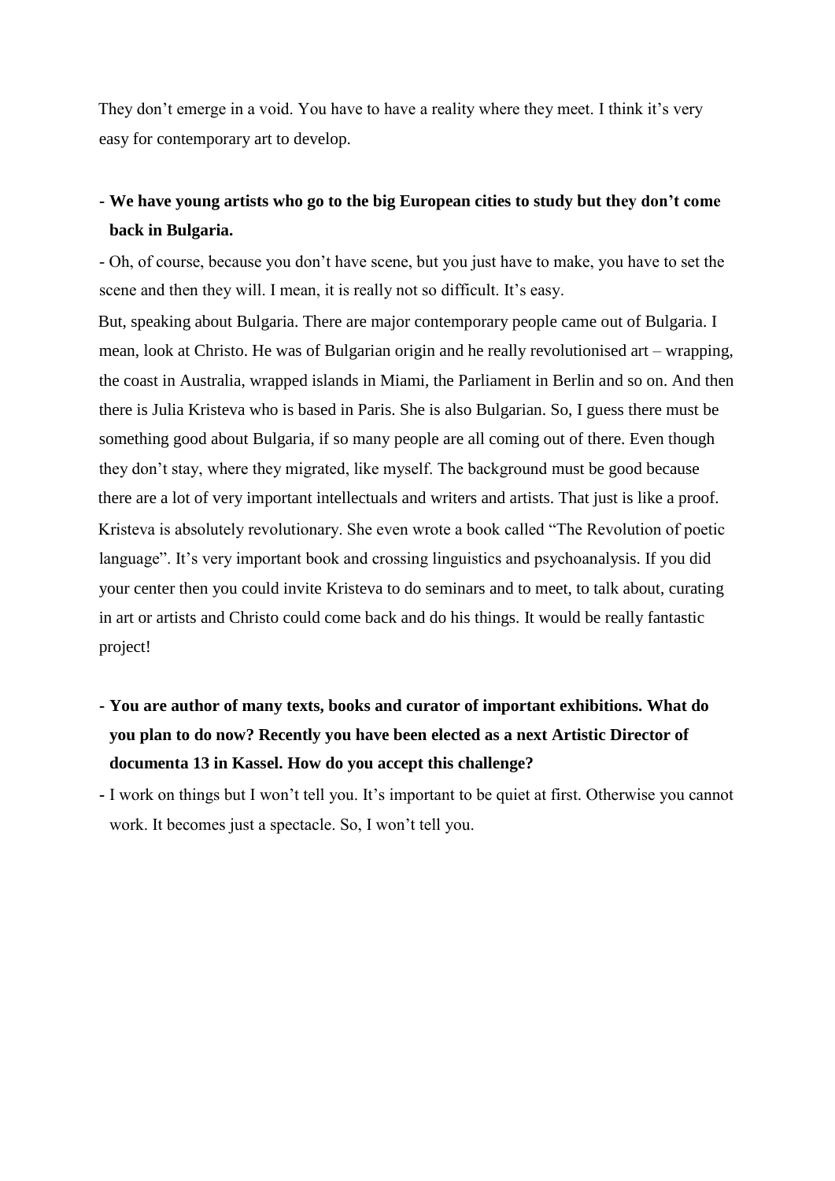They don't emerge in a void. You have to have a reality where they meet. I think it's very easy for contemporary art to develop.

- **We have young artists who go to the big European cities to study but they don't come back in Bulgaria.**

- Oh, of course, because you don't have scene, but you just have to make, you have to set the scene and then they will. I mean, it is really not so difficult. It's easy.

But, speaking about Bulgaria. There are major contemporary people came out of Bulgaria. I mean, look at Christo. He was of Bulgarian origin and he really revolutionised art – wrapping, the coast in Australia, wrapped islands in Miami, the Parliament in Berlin and so on. And then there is Julia Kristeva who is based in Paris. She is also Bulgarian. So, I guess there must be something good about Bulgaria, if so many people are all coming out of there. Even though they don't stay, where they migrated, like myself. The background must be good because there are a lot of very important intellectuals and writers and artists. That just is like a proof. Kristeva is absolutely revolutionary. She even wrote a book called "The Revolution of poetic language". It's very important book and crossing linguistics and psychoanalysis. If you did your center then you could invite Kristeva to do seminars and to meet, to talk about, curating in art or artists and Christo could come back and do his things. It would be really fantastic project!

- **You are author of many texts, books and curator of important exhibitions. What do you plan to do now? Recently you have been elected as a next Artistic Director of documenta 13 in Kassel. How do you accept this challenge?**

- I work on things but I won't tell you. It's important to be quiet at first. Otherwise you cannot work. It becomes just a spectacle. So, I won't tell you.